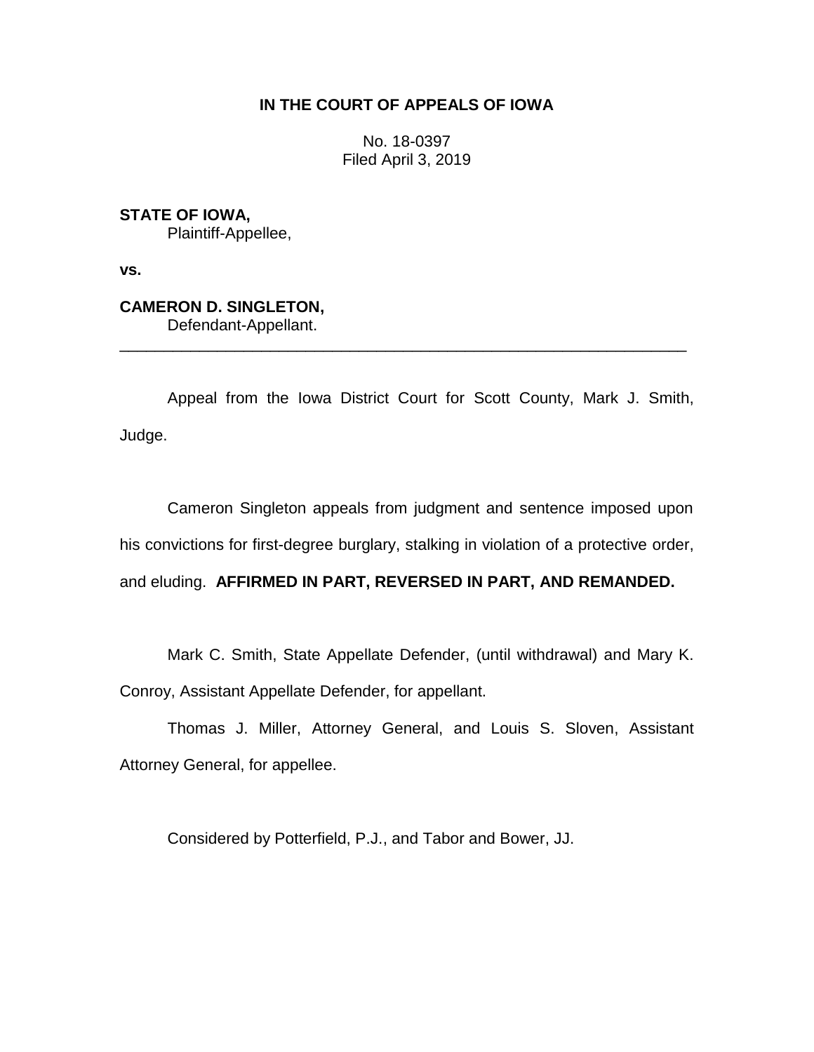**IN THE COURT OF APPEALS OF IOWA**

No. 18-0397
Filed April 3, 2019

**STATE OF IOWA,**
Plaintiff-Appellee,

**vs.**

**CAMERON D. SINGLETON,**
Defendant-Appellant.

---

Appeal from the Iowa District Court for Scott County, Mark J. Smith, Judge.

Cameron Singleton appeals from judgment and sentence imposed upon his convictions for first-degree burglary, stalking in violation of a protective order, and eluding. **AFFIRMED IN PART, REVERSED IN PART, AND REMANDED.**

Mark C. Smith, State Appellate Defender, (until withdrawal) and Mary K. Conroy, Assistant Appellate Defender, for appellant.

Thomas J. Miller, Attorney General, and Louis S. Sloven, Assistant Attorney General, for appellee.

Considered by Potterfield, P.J., and Tabor and Bower, JJ.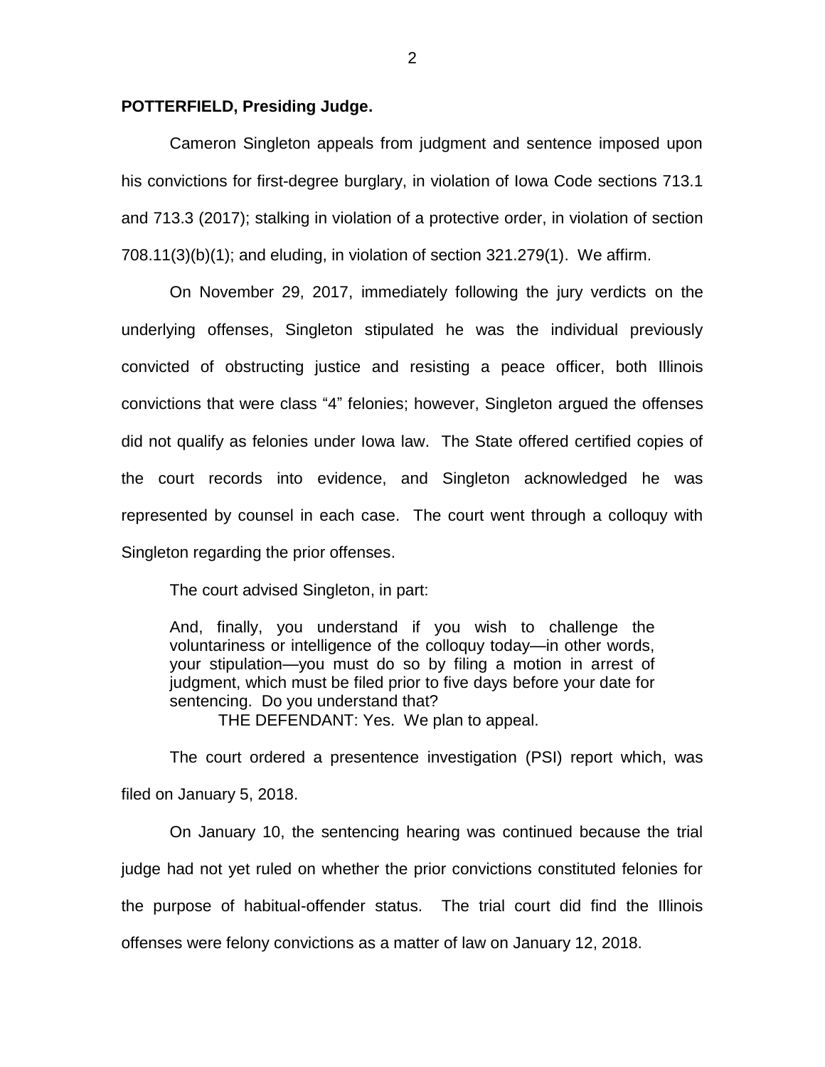**POTTERFIELD, Presiding Judge.**

Cameron Singleton appeals from judgment and sentence imposed upon his convictions for first-degree burglary, in violation of Iowa Code sections 713.1 and 713.3 (2017); stalking in violation of a protective order, in violation of section 708.11(3)(b)(1); and eluding, in violation of section 321.279(1). We affirm.

On November 29, 2017, immediately following the jury verdicts on the underlying offenses, Singleton stipulated he was the individual previously convicted of obstructing justice and resisting a peace officer, both Illinois convictions that were class "4" felonies; however, Singleton argued the offenses did not qualify as felonies under Iowa law. The State offered certified copies of the court records into evidence, and Singleton acknowledged he was represented by counsel in each case. The court went through a colloquy with Singleton regarding the prior offenses.

The court advised Singleton, in part:

> And, finally, you understand if you wish to challenge the voluntariness or intelligence of the colloquy today—in other words, your stipulation—you must do so by filing a motion in arrest of judgment, which must be filed prior to five days before your date for sentencing. Do you understand that?
>
> THE DEFENDANT: Yes. We plan to appeal.

The court ordered a presentence investigation (PSI) report which, was filed on January 5, 2018.

On January 10, the sentencing hearing was continued because the trial judge had not yet ruled on whether the prior convictions constituted felonies for the purpose of habitual-offender status. The trial court did find the Illinois offenses were felony convictions as a matter of law on January 12, 2018.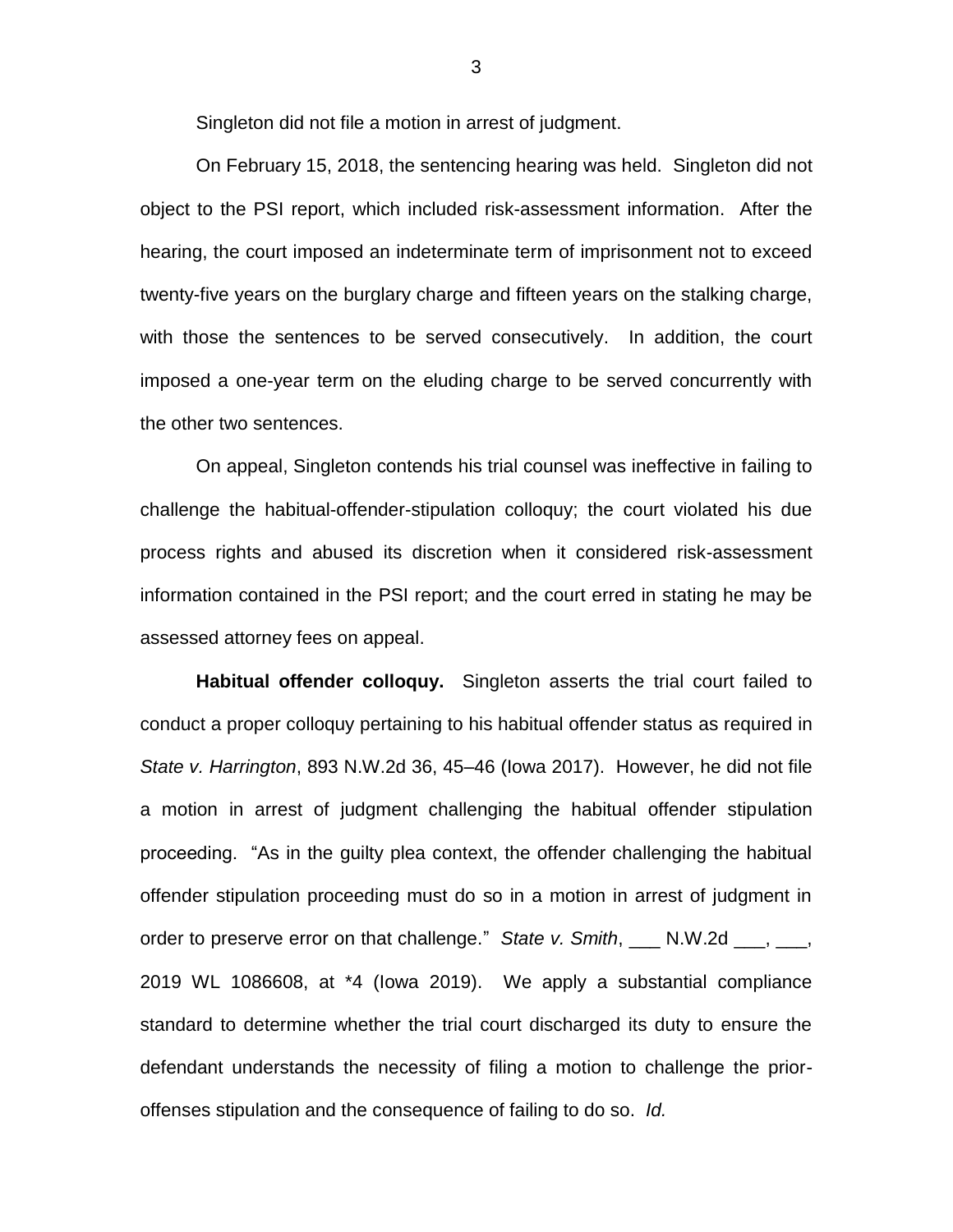Singleton did not file a motion in arrest of judgment.

On February 15, 2018, the sentencing hearing was held. Singleton did not object to the PSI report, which included risk-assessment information. After the hearing, the court imposed an indeterminate term of imprisonment not to exceed twenty-five years on the burglary charge and fifteen years on the stalking charge, with those the sentences to be served consecutively. In addition, the court imposed a one-year term on the eluding charge to be served concurrently with the other two sentences.

On appeal, Singleton contends his trial counsel was ineffective in failing to challenge the habitual-offender-stipulation colloquy; the court violated his due process rights and abused its discretion when it considered risk-assessment information contained in the PSI report; and the court erred in stating he may be assessed attorney fees on appeal.

**Habitual offender colloquy.** Singleton asserts the trial court failed to conduct a proper colloquy pertaining to his habitual offender status as required in *State v. Harrington*, 893 N.W.2d 36, 45–46 (Iowa 2017). However, he did not file a motion in arrest of judgment challenging the habitual offender stipulation proceeding. "As in the guilty plea context, the offender challenging the habitual offender stipulation proceeding must do so in a motion in arrest of judgment in order to preserve error on that challenge." *State v. Smith*, ___ N.W.2d ___, ___, 2019 WL 1086608, at *4 (Iowa 2019). We apply a substantial compliance standard to determine whether the trial court discharged its duty to ensure the defendant understands the necessity of filing a motion to challenge the prior-offenses stipulation and the consequence of failing to do so. *Id.*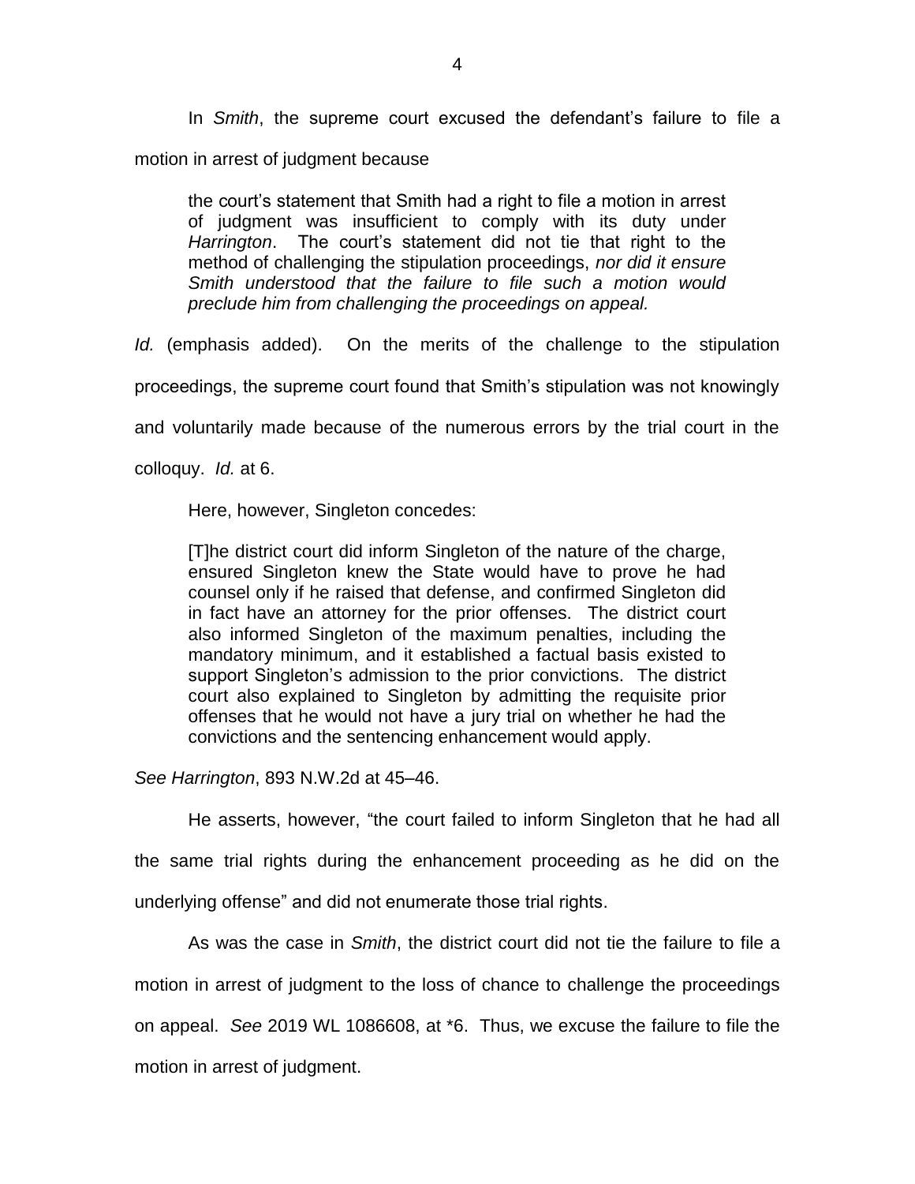In *Smith*, the supreme court excused the defendant's failure to file a motion in arrest of judgment because

> the court's statement that Smith had a right to file a motion in arrest of judgment was insufficient to comply with its duty under *Harrington*. The court's statement did not tie that right to the method of challenging the stipulation proceedings, *nor did it ensure Smith understood that the failure to file such a motion would preclude him from challenging the proceedings on appeal.*

*Id.* (emphasis added). On the merits of the challenge to the stipulation proceedings, the supreme court found that Smith's stipulation was not knowingly and voluntarily made because of the numerous errors by the trial court in the colloquy. *Id.* at 6.

Here, however, Singleton concedes:

> [T]he district court did inform Singleton of the nature of the charge, ensured Singleton knew the State would have to prove he had counsel only if he raised that defense, and confirmed Singleton did in fact have an attorney for the prior offenses. The district court also informed Singleton of the maximum penalties, including the mandatory minimum, and it established a factual basis existed to support Singleton's admission to the prior convictions. The district court also explained to Singleton by admitting the requisite prior offenses that he would not have a jury trial on whether he had the convictions and the sentencing enhancement would apply.

*See Harrington*, 893 N.W.2d at 45–46.

He asserts, however, "the court failed to inform Singleton that he had all the same trial rights during the enhancement proceeding as he did on the underlying offense" and did not enumerate those trial rights.

As was the case in *Smith*, the district court did not tie the failure to file a motion in arrest of judgment to the loss of chance to challenge the proceedings on appeal. *See* 2019 WL 1086608, at *6. Thus, we excuse the failure to file the motion in arrest of judgment.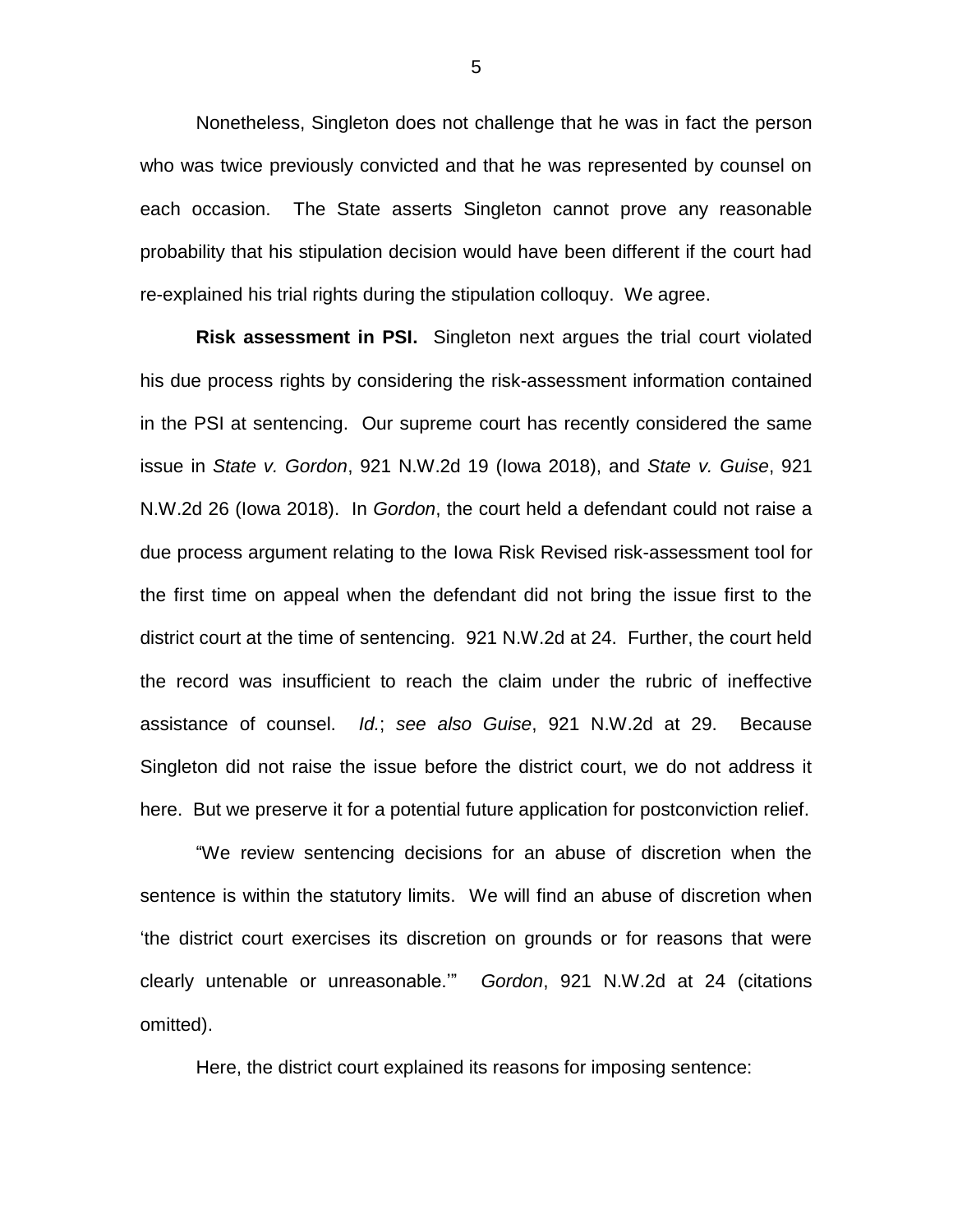Nonetheless, Singleton does not challenge that he was in fact the person who was twice previously convicted and that he was represented by counsel on each occasion. The State asserts Singleton cannot prove any reasonable probability that his stipulation decision would have been different if the court had re-explained his trial rights during the stipulation colloquy. We agree.

**Risk assessment in PSI.** Singleton next argues the trial court violated his due process rights by considering the risk-assessment information contained in the PSI at sentencing. Our supreme court has recently considered the same issue in *State v. Gordon*, 921 N.W.2d 19 (Iowa 2018), and *State v. Guise*, 921 N.W.2d 26 (Iowa 2018). In *Gordon*, the court held a defendant could not raise a due process argument relating to the Iowa Risk Revised risk-assessment tool for the first time on appeal when the defendant did not bring the issue first to the district court at the time of sentencing. 921 N.W.2d at 24. Further, the court held the record was insufficient to reach the claim under the rubric of ineffective assistance of counsel. *Id.*; *see also Guise*, 921 N.W.2d at 29. Because Singleton did not raise the issue before the district court, we do not address it here. But we preserve it for a potential future application for postconviction relief.

"We review sentencing decisions for an abuse of discretion when the sentence is within the statutory limits. We will find an abuse of discretion when 'the district court exercises its discretion on grounds or for reasons that were clearly untenable or unreasonable.'" *Gordon*, 921 N.W.2d at 24 (citations omitted).

Here, the district court explained its reasons for imposing sentence: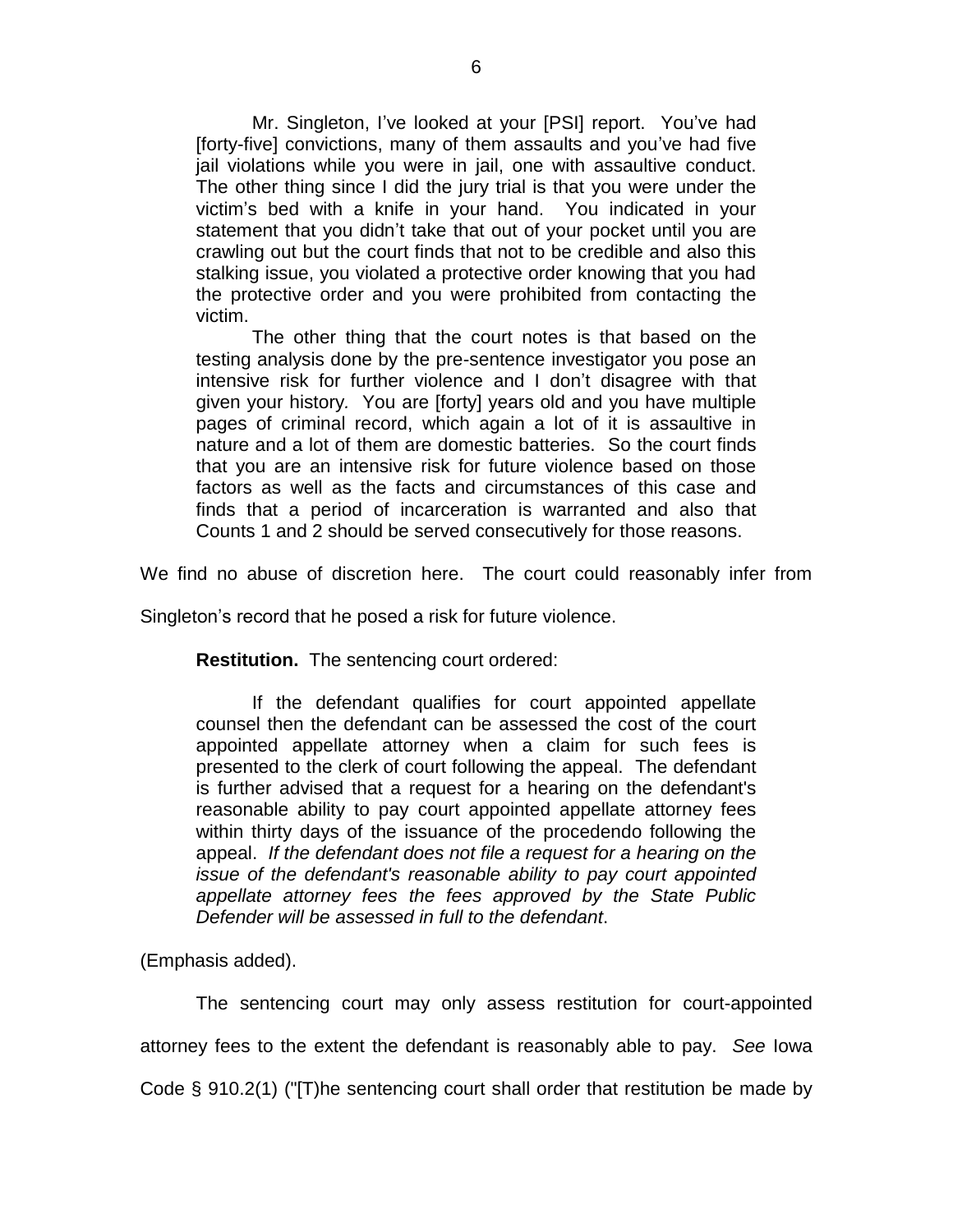> Mr. Singleton, I've looked at your [PSI] report. You've had [forty-five] convictions, many of them assaults and you've had five jail violations while you were in jail, one with assaultive conduct. The other thing since I did the jury trial is that you were under the victim's bed with a knife in your hand. You indicated in your statement that you didn't take that out of your pocket until you are crawling out but the court finds that not to be credible and also this stalking issue, you violated a protective order knowing that you had the protective order and you were prohibited from contacting the victim.
>
> The other thing that the court notes is that based on the testing analysis done by the pre-sentence investigator you pose an intensive risk for further violence and I don't disagree with that given your history. You are [forty] years old and you have multiple pages of criminal record, which again a lot of it is assaultive in nature and a lot of them are domestic batteries. So the court finds that you are an intensive risk for future violence based on those factors as well as the facts and circumstances of this case and finds that a period of incarceration is warranted and also that Counts 1 and 2 should be served consecutively for those reasons.

We find no abuse of discretion here. The court could reasonably infer from Singleton's record that he posed a risk for future violence.

**Restitution.** The sentencing court ordered:

> If the defendant qualifies for court appointed appellate counsel then the defendant can be assessed the cost of the court appointed appellate attorney when a claim for such fees is presented to the clerk of court following the appeal. The defendant is further advised that a request for a hearing on the defendant's reasonable ability to pay court appointed appellate attorney fees within thirty days of the issuance of the procedendo following the appeal. *If the defendant does not file a request for a hearing on the issue of the defendant's reasonable ability to pay court appointed appellate attorney fees the fees approved by the State Public Defender will be assessed in full to the defendant*.

(Emphasis added).

The sentencing court may only assess restitution for court-appointed attorney fees to the extent the defendant is reasonably able to pay. *See* Iowa Code § 910.2(1) ("[T]he sentencing court shall order that restitution be made by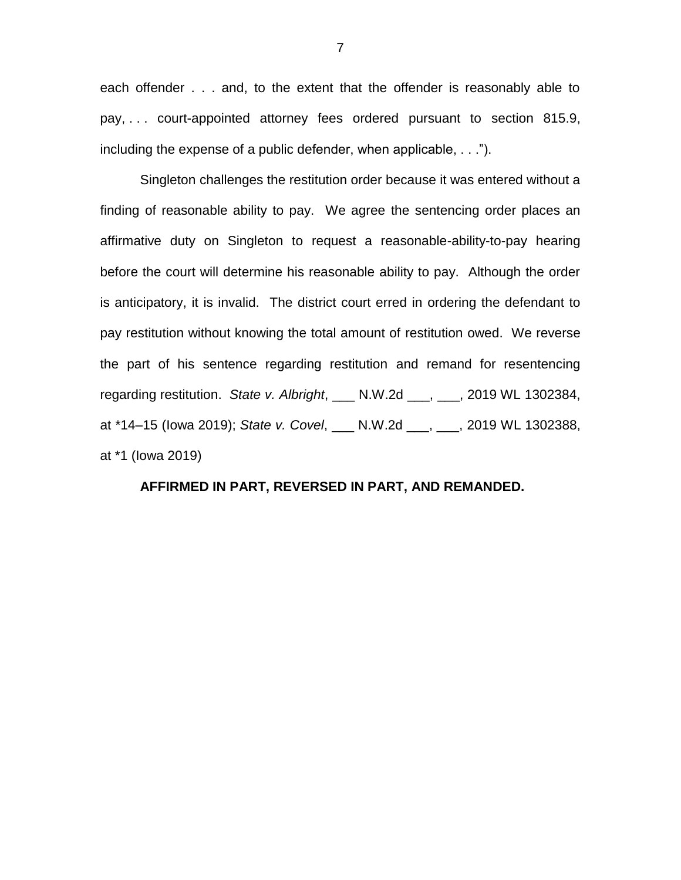each offender . . . and, to the extent that the offender is reasonably able to pay, . . . court-appointed attorney fees ordered pursuant to section 815.9, including the expense of a public defender, when applicable, . . .").

Singleton challenges the restitution order because it was entered without a finding of reasonable ability to pay. We agree the sentencing order places an affirmative duty on Singleton to request a reasonable-ability-to-pay hearing before the court will determine his reasonable ability to pay. Although the order is anticipatory, it is invalid. The district court erred in ordering the defendant to pay restitution without knowing the total amount of restitution owed. We reverse the part of his sentence regarding restitution and remand for resentencing regarding restitution. *State v. Albright*, ___ N.W.2d ___, ___, 2019 WL 1302384, at *14–15 (Iowa 2019); *State v. Covel*, ___ N.W.2d ___, ___, 2019 WL 1302388, at *1 (Iowa 2019)

**AFFIRMED IN PART, REVERSED IN PART, AND REMANDED.**